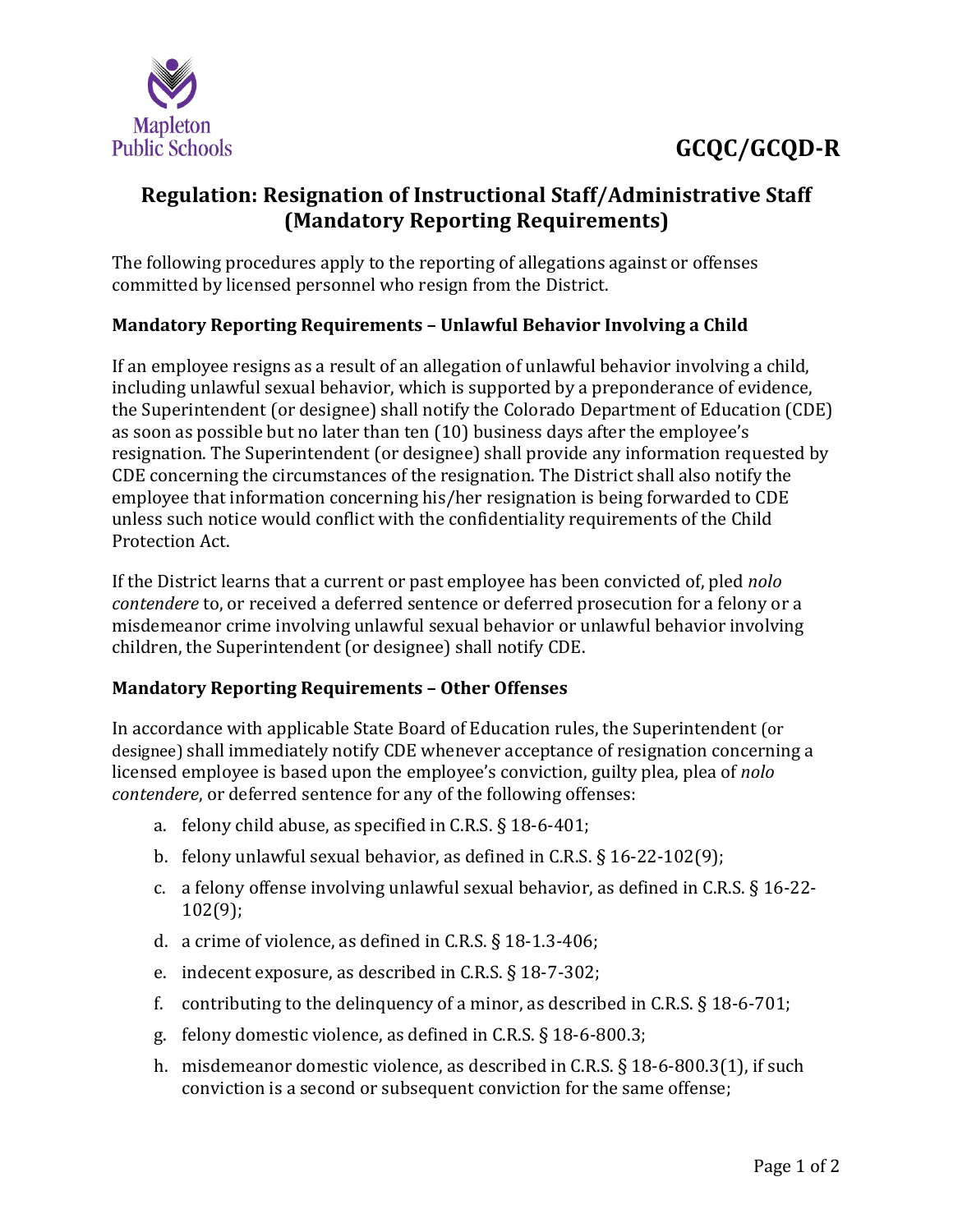Mapleton Public Schools

# GCQC/GCQD-R

## Regulation: Resignation of Instructional Staff/Administrative Staff (Mandatory Reporting Requirements)

The following procedures apply to the reporting of allegations against or offenses committed by licensed personnel who resign from the District.

### Mandatory Reporting Requirements – Unlawful Behavior Involving a Child

If an employee resigns as a result of an allegation of unlawful behavior involving a child, including unlawful sexual behavior, which is supported by a preponderance of evidence, the Superintendent (or designee) shall notify the Colorado Department of Education (CDE) as soon as possible but no later than ten (10) business days after the employee's resignation. The Superintendent (or designee) shall provide any information requested by CDE concerning the circumstances of the resignation. The District shall also notify the employee that information concerning his/her resignation is being forwarded to CDE unless such notice would conflict with the confidentiality requirements of the Child Protection Act.

If the District learns that a current or past employee has been convicted of, pled *nolo contendere* to, or received a deferred sentence or deferred prosecution for a felony or a misdemeanor crime involving unlawful sexual behavior or unlawful behavior involving children, the Superintendent (or designee) shall notify CDE.

### Mandatory Reporting Requirements – Other Offenses

In accordance with applicable State Board of Education rules, the Superintendent (or designee) shall immediately notify CDE whenever acceptance of resignation concerning a licensed employee is based upon the employee's conviction, guilty plea, plea of *nolo contendere*, or deferred sentence for any of the following offenses:

a. felony child abuse, as specified in C.R.S. § 18-6-401;
b. felony unlawful sexual behavior, as defined in C.R.S. § 16-22-102(9);
c. a felony offense involving unlawful sexual behavior, as defined in C.R.S. § 16-22-102(9);
d. a crime of violence, as defined in C.R.S. § 18-1.3-406;
e. indecent exposure, as described in C.R.S. § 18-7-302;
f. contributing to the delinquency of a minor, as described in C.R.S. § 18-6-701;
g. felony domestic violence, as defined in C.R.S. § 18-6-800.3;
h. misdemeanor domestic violence, as described in C.R.S. § 18-6-800.3(1), if such conviction is a second or subsequent conviction for the same offense;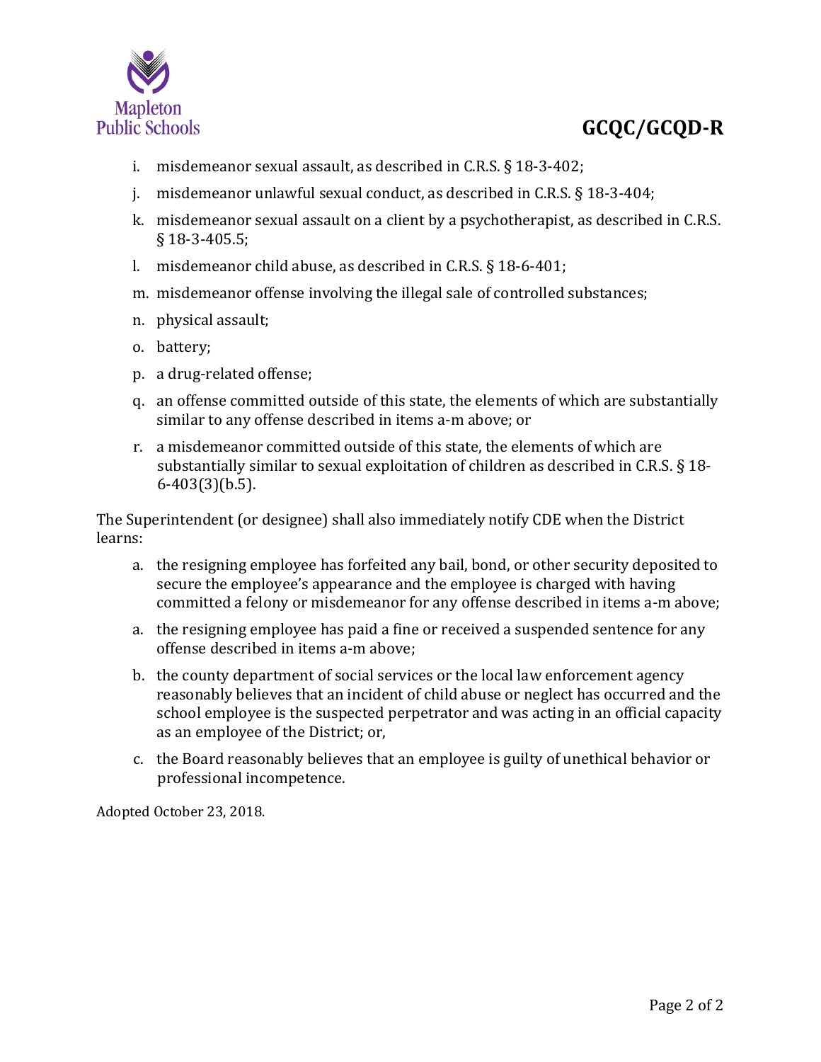i. misdemeanor sexual assault, as described in C.R.S. § 18-3-402;

j. misdemeanor unlawful sexual conduct, as described in C.R.S. § 18-3-404;

k. misdemeanor sexual assault on a client by a psychotherapist, as described in C.R.S. § 18-3-405.5;

l. misdemeanor child abuse, as described in C.R.S. § 18-6-401;

m. misdemeanor offense involving the illegal sale of controlled substances;

n. physical assault;

o. battery;

p. a drug-related offense;

q. an offense committed outside of this state, the elements of which are substantially similar to any offense described in items a-m above; or

r. a misdemeanor committed outside of this state, the elements of which are substantially similar to sexual exploitation of children as described in C.R.S. § 18-6-403(3)(b.5).

The Superintendent (or designee) shall also immediately notify CDE when the District learns:

a. the resigning employee has forfeited any bail, bond, or other security deposited to secure the employee's appearance and the employee is charged with having committed a felony or misdemeanor for any offense described in items a-m above;

a. the resigning employee has paid a fine or received a suspended sentence for any offense described in items a-m above;

b. the county department of social services or the local law enforcement agency reasonably believes that an incident of child abuse or neglect has occurred and the school employee is the suspected perpetrator and was acting in an official capacity as an employee of the District; or,

c. the Board reasonably believes that an employee is guilty of unethical behavior or professional incompetence.

Adopted October 23, 2018.